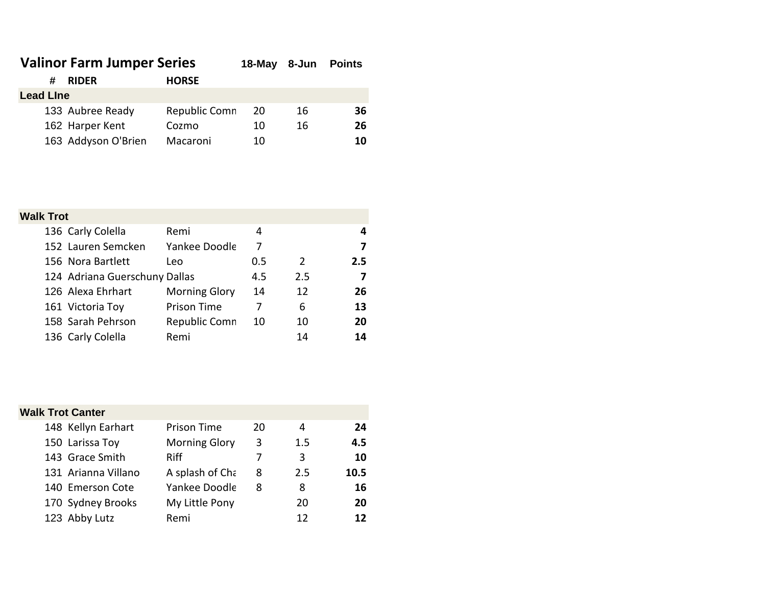# Valinor Farm Jumper Series

| # | RIDER | HORSE | 18-May | 8-Jun | Points |
|---|---|---|---|---|---|
| **Lead LIne** | | | | | |
| 133 | Aubree Ready | Republic Comn | 20 | 16 | **36** |
| 162 | Harper Kent | Cozmo | 10 | 16 | **26** |
| 163 | Addyson O'Brien | Macaroni | 10 | | **10** |
| **Walk Trot** | | | | | |
| 136 | Carly Colella | Remi | 4 | | **4** |
| 152 | Lauren Semcken | Yankee Doodle | 7 | | **7** |
| 156 | Nora Bartlett | Leo | 0.5 | 2 | **2.5** |
| 124 | Adriana Guerschuny | Dallas | 4.5 | 2.5 | **7** |
| 126 | Alexa Ehrhart | Morning Glory | 14 | 12 | **26** |
| 161 | Victoria Toy | Prison Time | 7 | 6 | **13** |
| 158 | Sarah Pehrson | Republic Comn | 10 | 10 | **20** |
| 136 | Carly Colella | Remi | | 14 | **14** |
| **Walk Trot Canter** | | | | | |
| 148 | Kellyn Earhart | Prison Time | 20 | 4 | **24** |
| 150 | Larissa Toy | Morning Glory | 3 | 1.5 | **4.5** |
| 143 | Grace Smith | Riff | 7 | 3 | **10** |
| 131 | Arianna Villano | A splash of Cha | 8 | 2.5 | **10.5** |
| 140 | Emerson Cote | Yankee Doodle | 8 | 8 | **16** |
| 170 | Sydney Brooks | My Little Pony | | 20 | **20** |
| 123 | Abby Lutz | Remi | | 12 | **12** |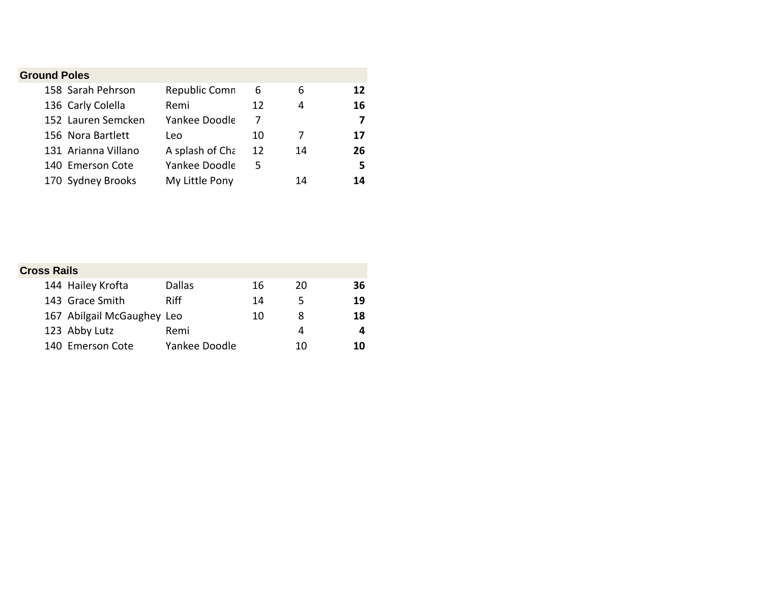## Ground Poles

| | | | | | |
|---|---|---|---|---|---|
| 158 | Sarah Pehrson | Republic Comn | 6 | 6 | **12** |
| 136 | Carly Colella | Remi | 12 | 4 | **16** |
| 152 | Lauren Semcken | Yankee Doodle | 7 | | **7** |
| 156 | Nora Bartlett | Leo | 10 | 7 | **17** |
| 131 | Arianna Villano | A splash of Cha | 12 | 14 | **26** |
| 140 | Emerson Cote | Yankee Doodle | 5 | | **5** |
| 170 | Sydney Brooks | My Little Pony | | 14 | **14** |

## Cross Rails

| | | | | | |
|---|---|---|---|---|---|
| 144 | Hailey Krofta | Dallas | 16 | 20 | **36** |
| 143 | Grace Smith | Riff | 14 | 5 | **19** |
| 167 | Abilgail McGaughey | Leo | 10 | 8 | **18** |
| 123 | Abby Lutz | Remi | | 4 | **4** |
| 140 | Emerson Cote | Yankee Doodle | | 10 | **10** |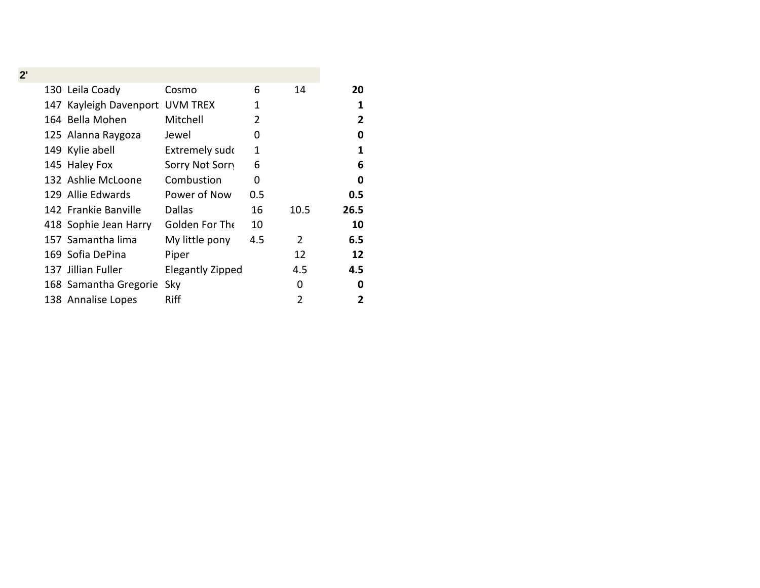**2'**

| # | Rider | Horse | | | Total |
|---|---|---|---|---|---|
| 130 | Leila Coady | Cosmo | 6 | 14 | **20** |
| 147 | Kayleigh Davenport | UVM TREX | 1 | | **1** |
| 164 | Bella Mohen | Mitchell | 2 | | **2** |
| 125 | Alanna Raygoza | Jewel | 0 | | **0** |
| 149 | Kylie abell | Extremely sudo | 1 | | **1** |
| 145 | Haley Fox | Sorry Not Sorry | 6 | | **6** |
| 132 | Ashlie McLoone | Combustion | 0 | | **0** |
| 129 | Allie Edwards | Power of Now | 0.5 | | **0.5** |
| 142 | Frankie Banville | Dallas | 16 | 10.5 | **26.5** |
| 418 | Sophie Jean Harry | Golden For The | 10 | | **10** |
| 157 | Samantha lima | My little pony | 4.5 | 2 | **6.5** |
| 169 | Sofia DePina | Piper | | 12 | **12** |
| 137 | Jillian Fuller | Elegantly Zipped | | 4.5 | **4.5** |
| 168 | Samantha Gregorie | Sky | | 0 | **0** |
| 138 | Annalise Lopes | Riff | | 2 | **2** |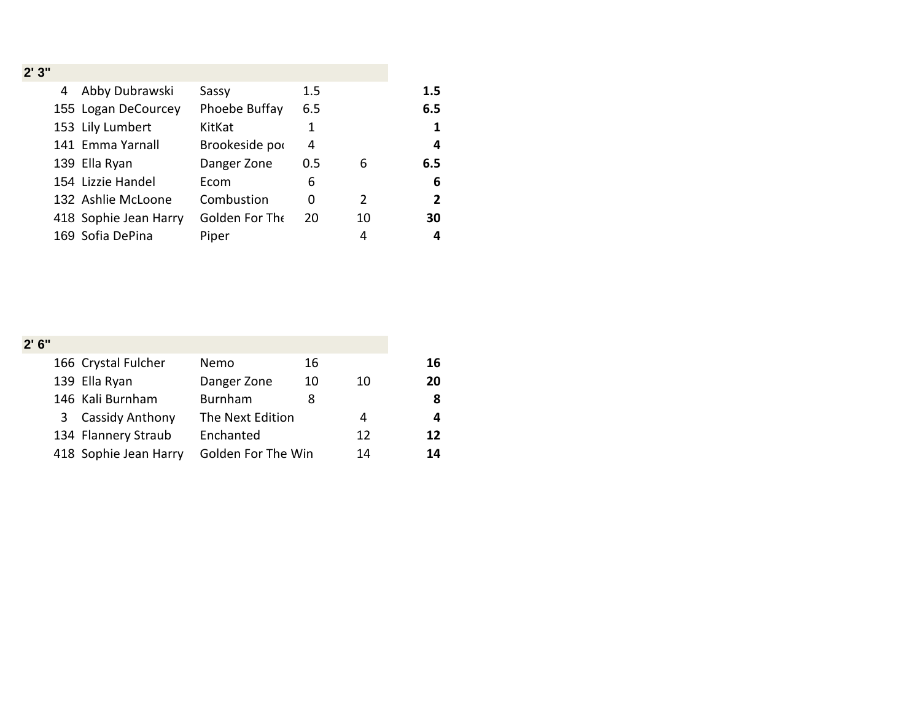## 2' 3"

| | | | | | |
|---|---|---|---|---|---|
| 4 | Abby Dubrawski | Sassy | 1.5 | | **1.5** |
| 155 | Logan DeCourcey | Phoebe Buffay | 6.5 | | **6.5** |
| 153 | Lily Lumbert | KitKat | 1 | | **1** |
| 141 | Emma Yarnall | Brookeside poo | 4 | | **4** |
| 139 | Ella Ryan | Danger Zone | 0.5 | 6 | **6.5** |
| 154 | Lizzie Handel | Ecom | 6 | | **6** |
| 132 | Ashlie McLoone | Combustion | 0 | 2 | **2** |
| 418 | Sophie Jean Harry | Golden For The | 20 | 10 | **30** |
| 169 | Sofia DePina | Piper | | 4 | **4** |

## 2' 6"

| | | | | | |
|---|---|---|---|---|---|
| 166 | Crystal Fulcher | Nemo | 16 | | **16** |
| 139 | Ella Ryan | Danger Zone | 10 | 10 | **20** |
| 146 | Kali Burnham | Burnham | 8 | | **8** |
| 3 | Cassidy Anthony | The Next Edition | | 4 | **4** |
| 134 | Flannery Straub | Enchanted | | 12 | **12** |
| 418 | Sophie Jean Harry | Golden For The Win | | 14 | **14** |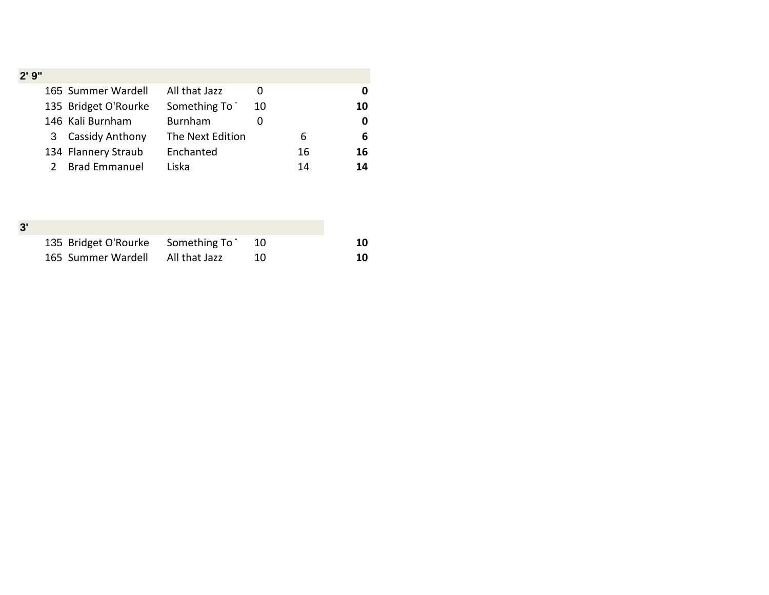**2' 9"**

| | | | | | |
|---|---|---|---|---|---|
| 165 | Summer Wardell | All that Jazz | 0 | | **0** |
| 135 | Bridget O'Rourke | Something To | 10 | | **10** |
| 146 | Kali Burnham | Burnham | 0 | | **0** |
| 3 | Cassidy Anthony | The Next Edition | | 6 | **6** |
| 134 | Flannery Straub | Enchanted | | 16 | **16** |
| 2 | Brad Emmanuel | Liska | | 14 | **14** |

**3'**

| | | | | | |
|---|---|---|---|---|---|
| 135 | Bridget O'Rourke | Something To | 10 | | **10** |
| 165 | Summer Wardell | All that Jazz | 10 | | **10** |